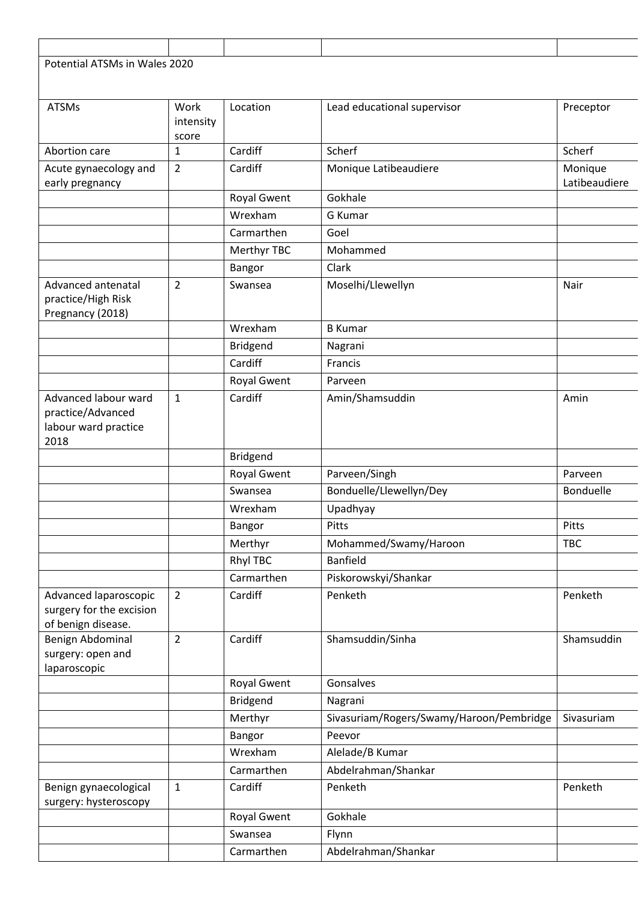Potential ATSMs in Wales 2020

| ATSMs | Work intensity score | Location | Lead educational supervisor | Preceptor |
|---|---|---|---|---|
| Abortion care | 1 | Cardiff | Scherf | Scherf |
| Acute gynaecology and early pregnancy | 2 | Cardiff | Monique Latibeaudiere | Monique Latibeaudiere |
| | | Royal Gwent | Gokhale | |
| | | Wrexham | G Kumar | |
| | | Carmarthen | Goel | |
| | | Merthyr TBC | Mohammed | |
| | | Bangor | Clark | |
| Advanced antenatal practice/High Risk Pregnancy (2018) | 2 | Swansea | Moselhi/Llewellyn | Nair |
| | | Wrexham | B Kumar | |
| | | Bridgend | Nagrani | |
| | | Cardiff | Francis | |
| | | Royal Gwent | Parveen | |
| Advanced labour ward practice/Advanced labour ward practice 2018 | 1 | Cardiff | Amin/Shamsuddin | Amin |
| | | Bridgend | | |
| | | Royal Gwent | Parveen/Singh | Parveen |
| | | Swansea | Bonduelle/Llewellyn/Dey | Bonduelle |
| | | Wrexham | Upadhyay | |
| | | Bangor | Pitts | Pitts |
| | | Merthyr | Mohammed/Swamy/Haroon | TBC |
| | | Rhyl TBC | Banfield | |
| | | Carmarthen | Piskorowskyi/Shankar | |
| Advanced laparoscopic surgery for the excision of benign disease. | 2 | Cardiff | Penketh | Penketh |
| Benign Abdominal surgery: open and laparoscopic | 2 | Cardiff | Shamsuddin/Sinha | Shamsuddin |
| | | Royal Gwent | Gonsalves | |
| | | Bridgend | Nagrani | |
| | | Merthyr | Sivasuriam/Rogers/Swamy/Haroon/Pembridge | Sivasuriam |
| | | Bangor | Peevor | |
| | | Wrexham | Alelade/B Kumar | |
| | | Carmarthen | Abdelrahman/Shankar | |
| Benign gynaecological surgery: hysteroscopy | 1 | Cardiff | Penketh | Penketh |
| | | Royal Gwent | Gokhale | |
| | | Swansea | Flynn | |
| | | Carmarthen | Abdelrahman/Shankar | |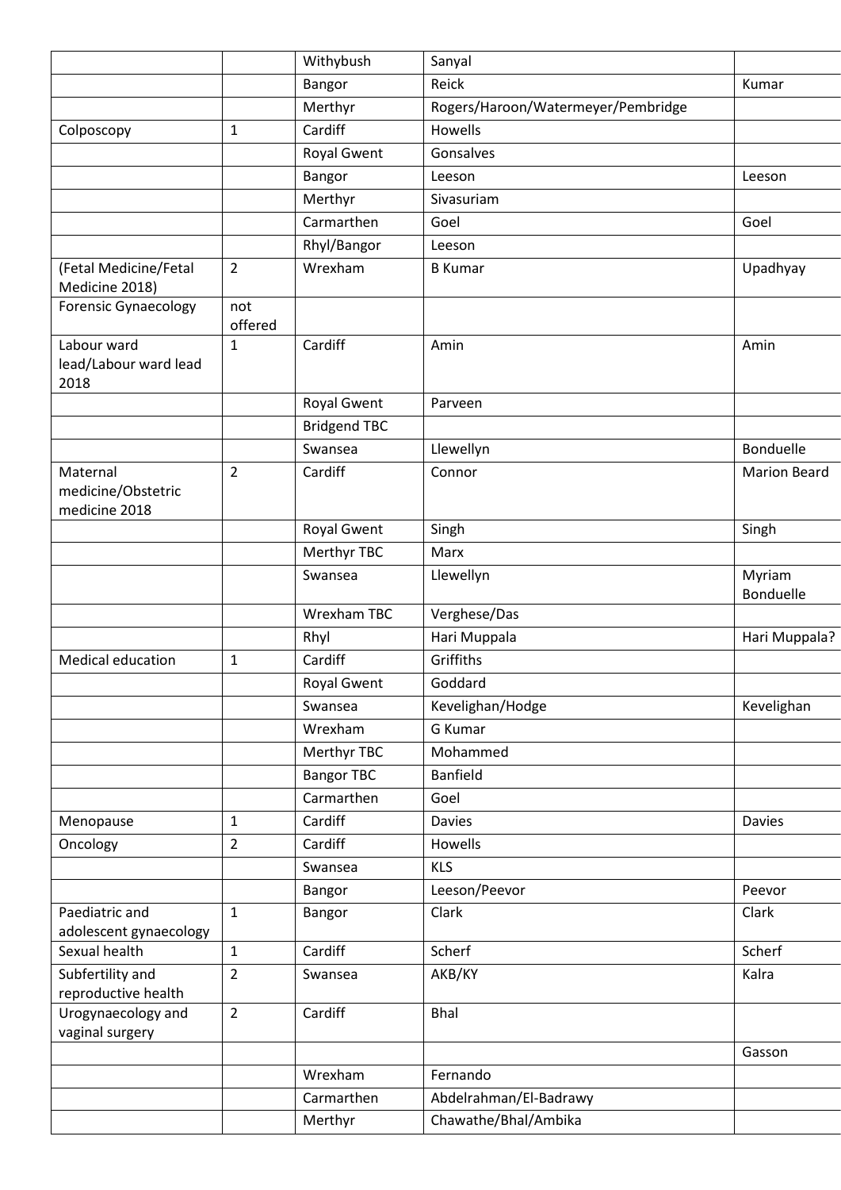| | | | | |
|---|---|---|---|---|
| | | Withybush | Sanyal | |
| | | Bangor | Reick | Kumar |
| | | Merthyr | Rogers/Haroon/Watermeyer/Pembridge | |
| Colposcopy | 1 | Cardiff | Howells | |
| | | Royal Gwent | Gonsalves | |
| | | Bangor | Leeson | Leeson |
| | | Merthyr | Sivasuriam | |
| | | Carmarthen | Goel | Goel |
| | | Rhyl/Bangor | Leeson | |
| (Fetal Medicine/Fetal Medicine 2018) | 2 | Wrexham | B Kumar | Upadhyay |
| Forensic Gynaecology | not offered | | | |
| Labour ward lead/Labour ward lead 2018 | 1 | Cardiff | Amin | Amin |
| | | Royal Gwent | Parveen | |
| | | Bridgend TBC | | |
| | | Swansea | Llewellyn | Bonduelle |
| Maternal medicine/Obstetric medicine 2018 | 2 | Cardiff | Connor | Marion Beard |
| | | Royal Gwent | Singh | Singh |
| | | Merthyr TBC | Marx | |
| | | Swansea | Llewellyn | Myriam Bonduelle |
| | | Wrexham TBC | Verghese/Das | |
| | | Rhyl | Hari Muppala | Hari Muppala? |
| Medical education | 1 | Cardiff | Griffiths | |
| | | Royal Gwent | Goddard | |
| | | Swansea | Kevelighan/Hodge | Kevelighan |
| | | Wrexham | G Kumar | |
| | | Merthyr TBC | Mohammed | |
| | | Bangor TBC | Banfield | |
| | | Carmarthen | Goel | |
| Menopause | 1 | Cardiff | Davies | Davies |
| Oncology | 2 | Cardiff | Howells | |
| | | Swansea | KLS | |
| | | Bangor | Leeson/Peevor | Peevor |
| Paediatric and adolescent gynaecology | 1 | Bangor | Clark | Clark |
| Sexual health | 1 | Cardiff | Scherf | Scherf |
| Subfertility and reproductive health | 2 | Swansea | AKB/KY | Kalra |
| Urogynaecology and vaginal surgery | 2 | Cardiff | Bhal | |
| | | | | Gasson |
| | | Wrexham | Fernando | |
| | | Carmarthen | Abdelrahman/El-Badrawy | |
| | | Merthyr | Chawathe/Bhal/Ambika | |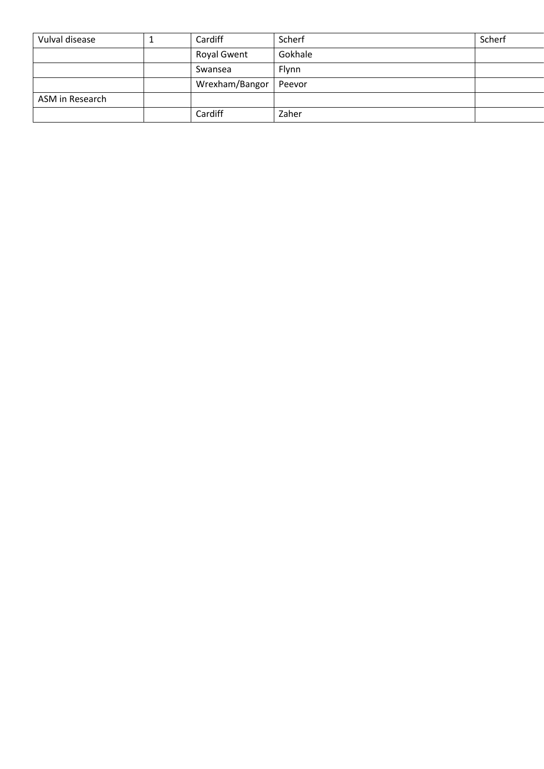| | | | | |
|---|---|---|---|---|
| Vulval disease | 1 | Cardiff | Scherf | Scherf |
| | | Royal Gwent | Gokhale | |
| | | Swansea | Flynn | |
| | | Wrexham/Bangor | Peevor | |
| ASM in Research | | | | |
| | | Cardiff | Zaher | |